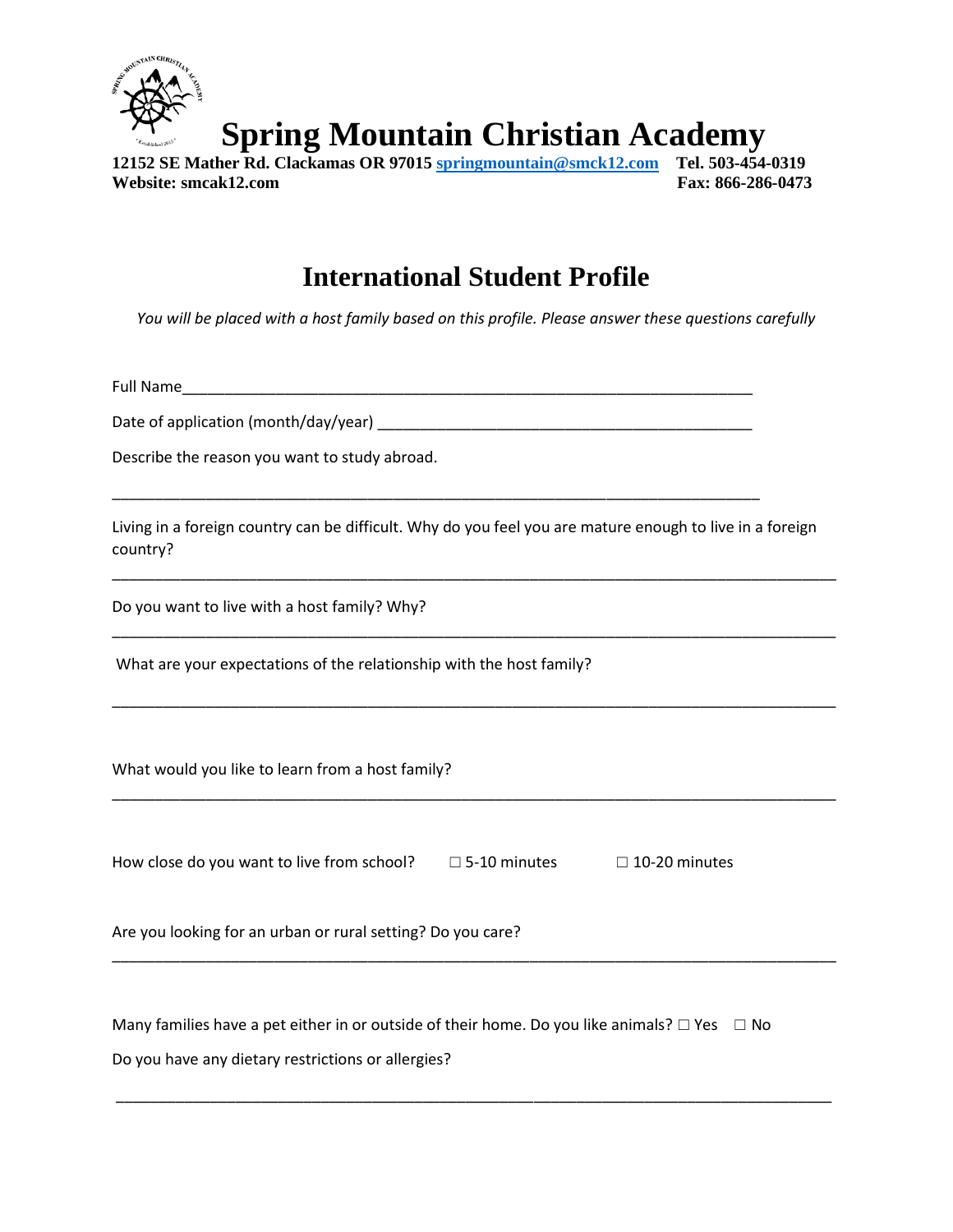# Spring Mountain Christian Academy

**12152 SE Mather Rd. Clackamas OR 97015 [springmountain@smck12.com](mailto:springmountain@smck12.com) Tel. 503-454-0319**
**Website: smcak12.com Fax: 866-286-0473**

## International Student Profile

*You will be placed with a host family based on this profile. Please answer these questions carefully*

Full Name___________________________________________________________________

Date of application (month/day/year) ____________________________________________

Describe the reason you want to study abroad.

_____________________________________________________________________________

Living in a foreign country can be difficult. Why do you feel you are mature enough to live in a foreign country?

_____________________________________________________________________________

Do you want to live with a host family? Why?

_____________________________________________________________________________

What are your expectations of the relationship with the host family?

_____________________________________________________________________________

What would you like to learn from a host family?

_____________________________________________________________________________

How close do you want to live from school? ☐ 5-10 minutes ☐ 10-20 minutes

Are you looking for an urban or rural setting? Do you care?

_____________________________________________________________________________

Many families have a pet either in or outside of their home. Do you like animals? ☐ Yes ☐ No

Do you have any dietary restrictions or allergies?

_____________________________________________________________________________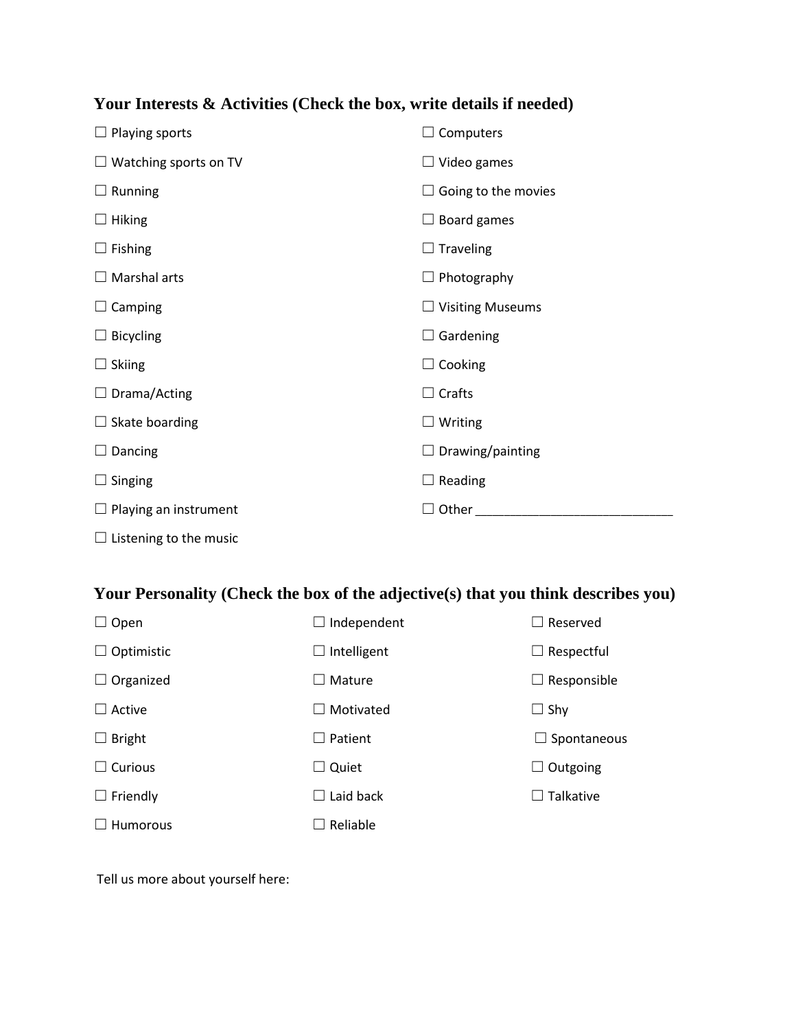## Your Interests & Activities (Check the box, write details if needed)

☐ Playing sports
☐ Watching sports on TV
☐ Running
☐ Hiking
☐ Fishing
☐ Marshal arts
☐ Camping
☐ Bicycling
☐ Skiing
☐ Drama/Acting
☐ Skate boarding
☐ Dancing
☐ Singing
☐ Playing an instrument
☐ Listening to the music
☐ Computers
☐ Video games
☐ Going to the movies
☐ Board games
☐ Traveling
☐ Photography
☐ Visiting Museums
☐ Gardening
☐ Cooking
☐ Crafts
☐ Writing
☐ Drawing/painting
☐ Reading
☐ Other ___________________________

## Your Personality (Check the box of the adjective(s) that you think describes you)

☐ Open
☐ Optimistic
☐ Organized
☐ Active
☐ Bright
☐ Curious
☐ Friendly
☐ Humorous
☐ Independent
☐ Intelligent
☐ Mature
☐ Motivated
☐ Patient
☐ Quiet
☐ Laid back
☐ Reliable
☐ Reserved
☐ Respectful
☐ Responsible
☐ Shy
☐ Spontaneous
☐ Outgoing
☐ Talkative

Tell us more about yourself here: